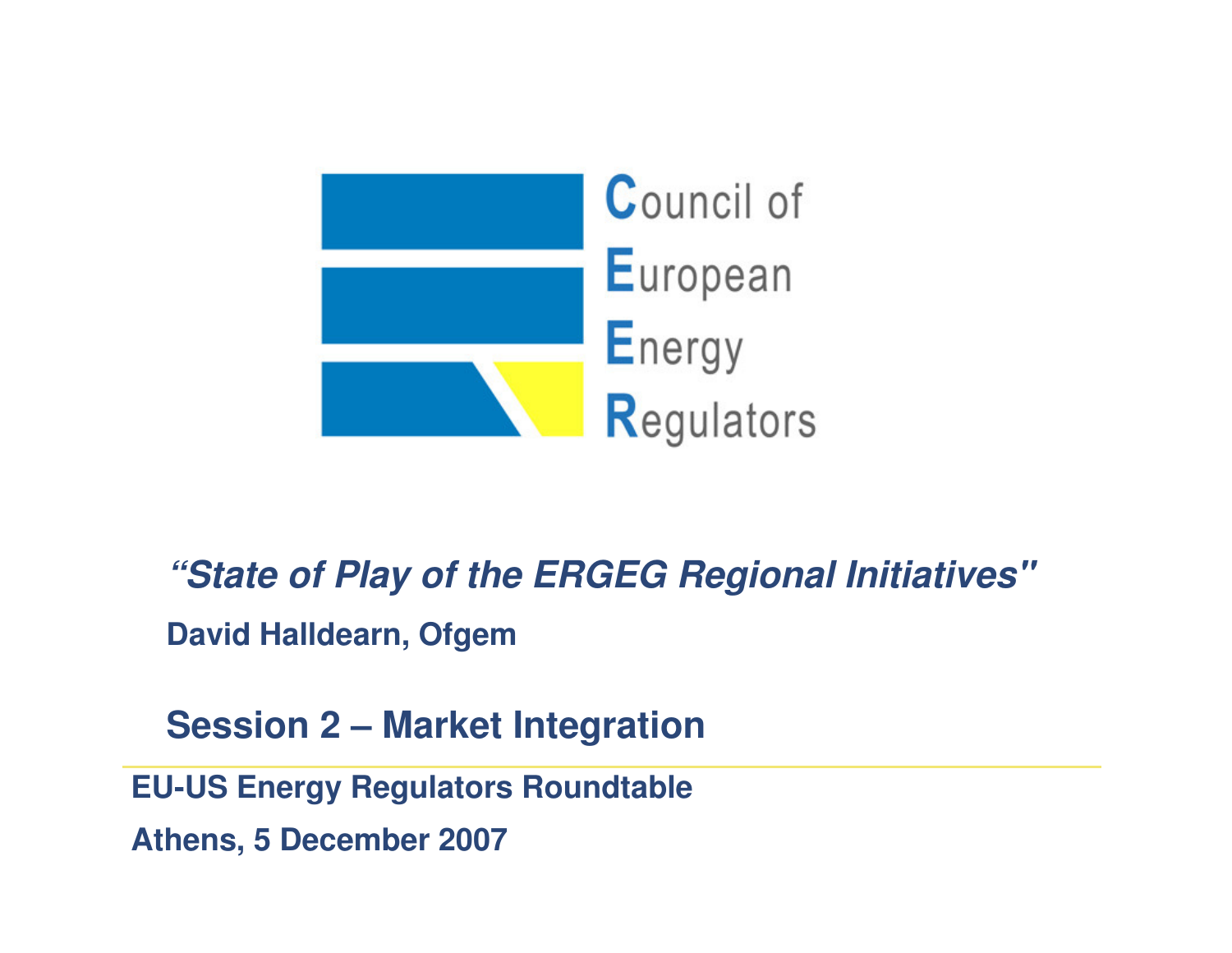Council of European Energy Regulators

# *"State of Play of the ERGEG Regional Initiatives"*

**David Halldearn, Ofgem**

## Session 2 – Market Integration

**EU-US Energy Regulators Roundtable**

**Athens, 5 December 2007**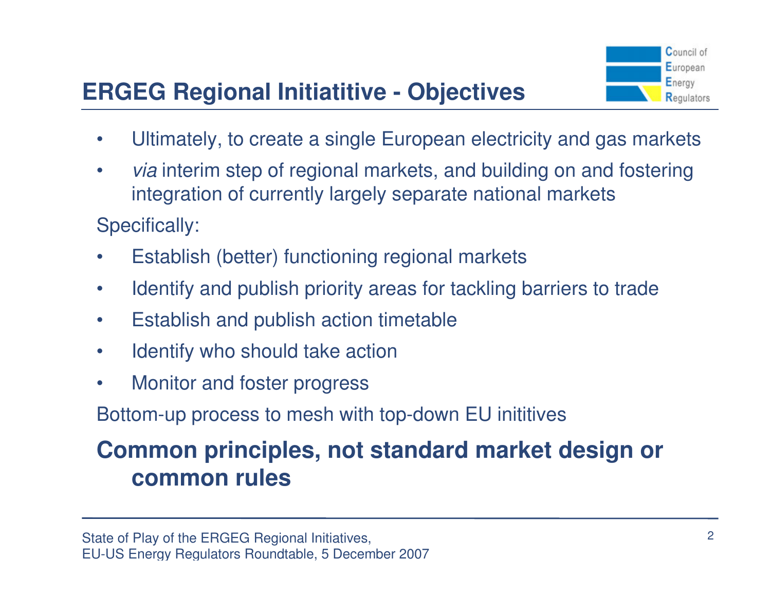## ERGEG Regional Initiatitive - Objectives

- Ultimately, to create a single European electricity and gas markets
- *via* interim step of regional markets, and building on and fostering integration of currently largely separate national markets

Specifically:

- Establish (better) functioning regional markets
- Identify and publish priority areas for tackling barriers to trade
- Establish and publish action timetable
- Identify who should take action
- Monitor and foster progress

Bottom-up process to mesh with top-down EU inititives

**Common principles, not standard market design or common rules**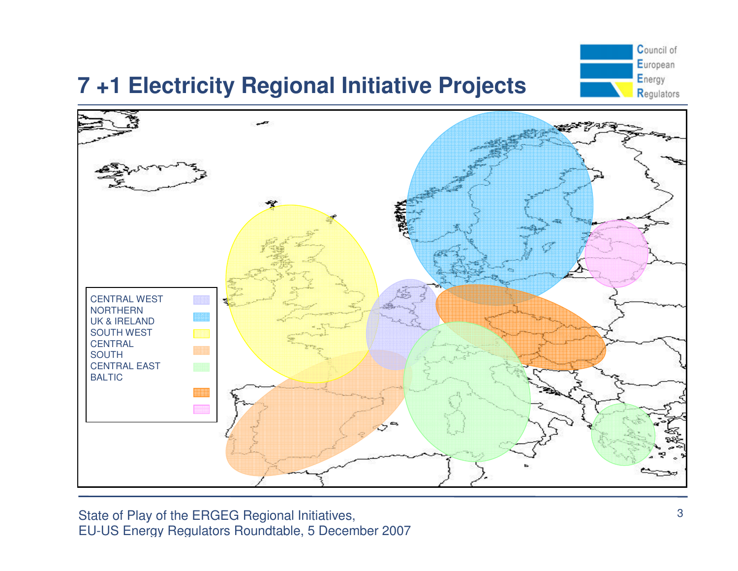# 7 +1 Electricity Regional Initiative Projects

CENTRAL WEST
NORTHERN
UK & IRELAND
SOUTH WEST
CENTRAL
SOUTH
CENTRAL EAST
BALTIC

State of Play of the ERGEG Regional Initiatives,
EU-US Energy Regulators Roundtable, 5 December 2007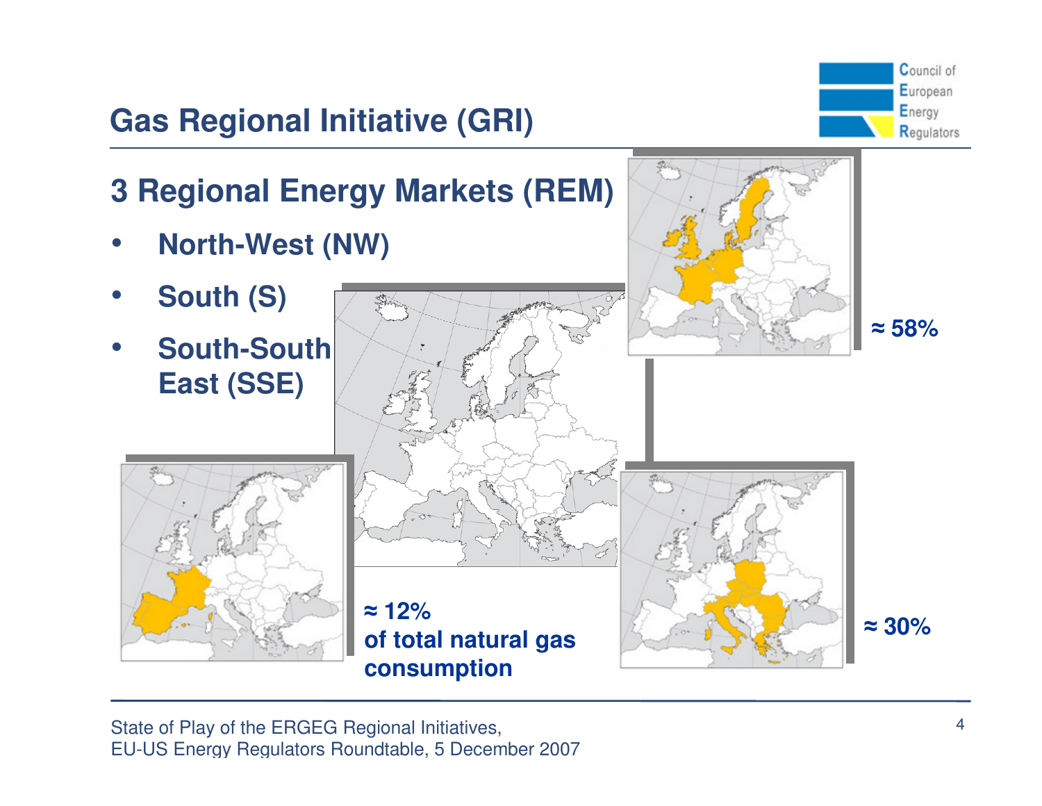# Gas Regional Initiative (GRI)

## 3 Regional Energy Markets (REM)

- **North-West (NW)**
- **South (S)**
- **South-South East (SSE)**

**≈ 58%**

**≈ 12%**
**of total natural gas consumption**

**≈ 30%**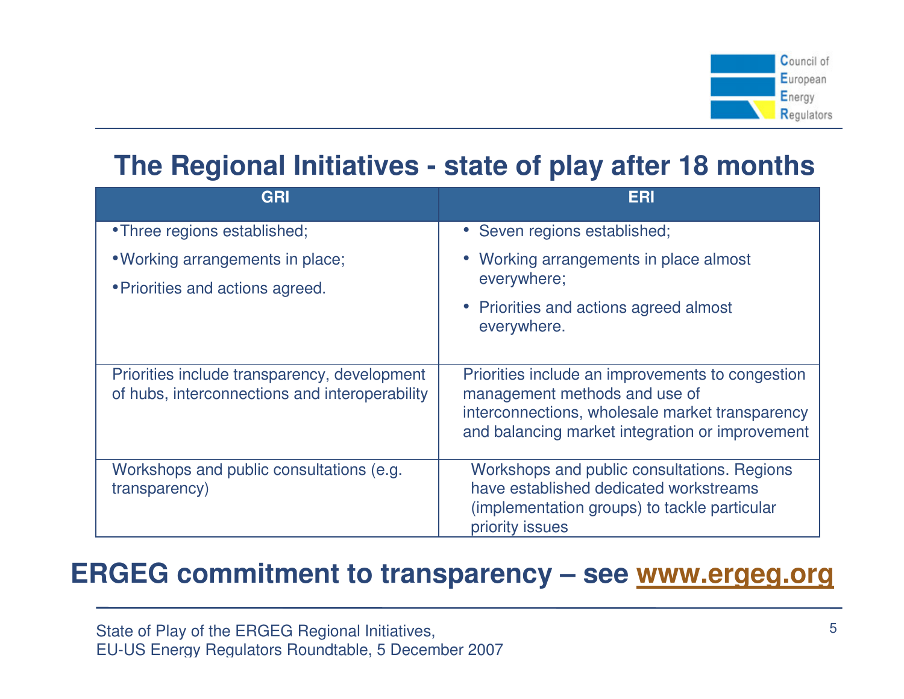# The Regional Initiatives - state of play after 18 months

| GRI | ERI |
|---|---|
| • Three regions established;<br>• Working arrangements in place;<br>• Priorities and actions agreed. | • Seven regions established;<br>• Working arrangements in place almost everywhere;<br>• Priorities and actions agreed almost everywhere. |
| Priorities include transparency, development of hubs, interconnections and interoperability | Priorities include an improvements to congestion management methods and use of interconnections, wholesale market transparency and balancing market integration or improvement |
| Workshops and public consultations (e.g. transparency) | Workshops and public consultations. Regions have established dedicated workstreams (implementation groups) to tackle particular priority issues |

**ERGEG commitment to transparency – see [www.ergeg.org](www.ergeg.org)**

State of Play of the ERGEG Regional Initiatives,
EU-US Energy Regulators Roundtable, 5 December 2007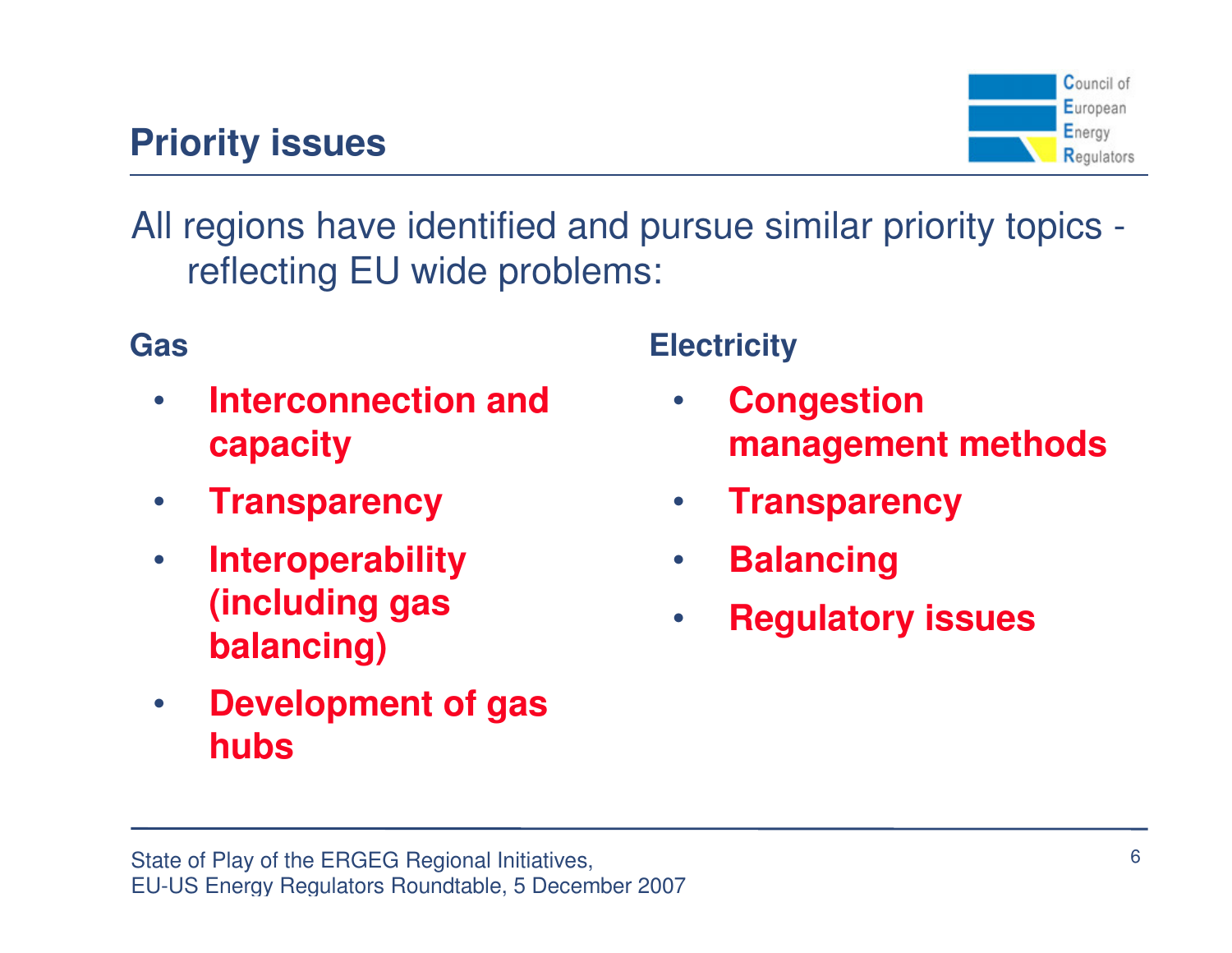# Priority issues

All regions have identified and pursue similar priority topics - reflecting EU wide problems:

**Gas**

- **Interconnection and capacity**
- **Transparency**
- **Interoperability (including gas balancing)**
- **Development of gas hubs**

**Electricity**

- **Congestion management methods**
- **Transparency**
- **Balancing**
- **Regulatory issues**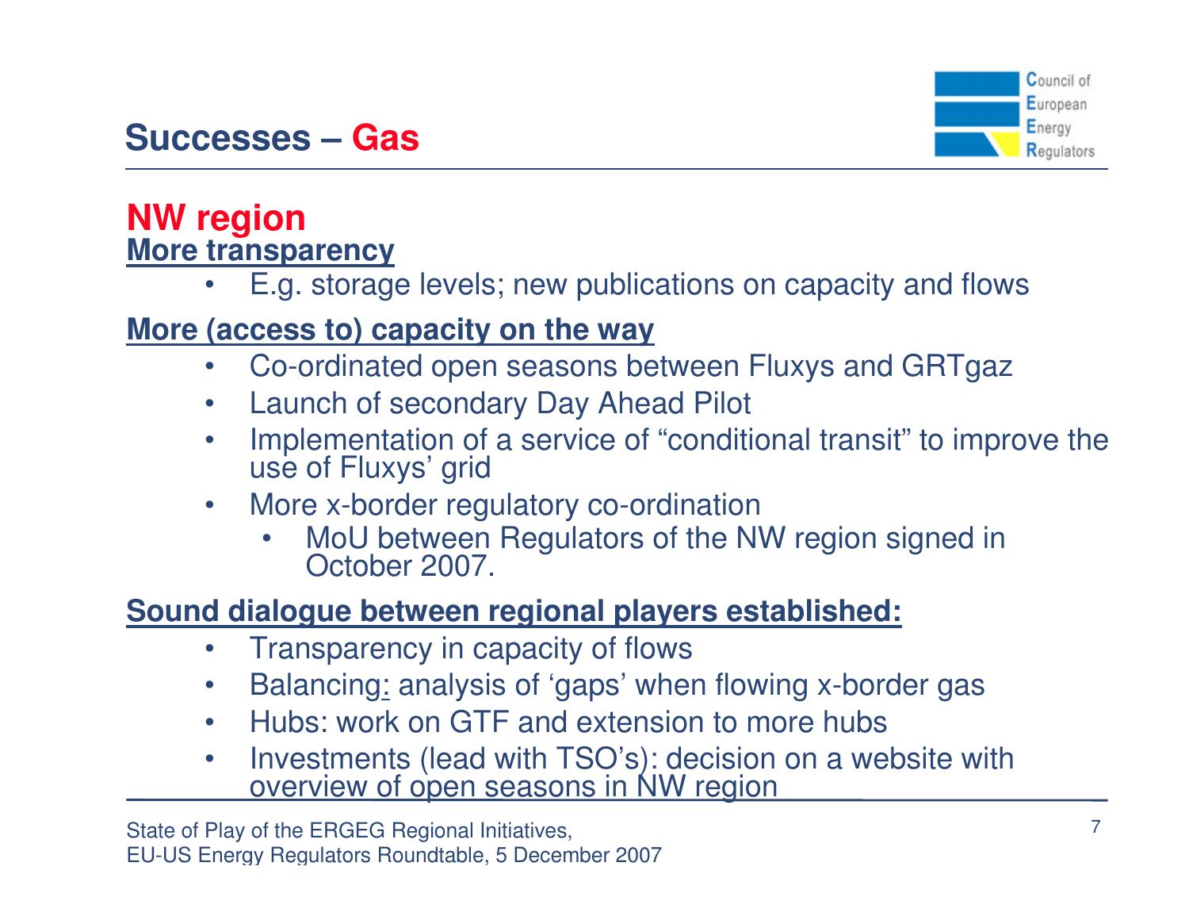# Successes – Gas

## NW region

**More transparency**

- E.g. storage levels; new publications on capacity and flows

**More (access to) capacity on the way**

- Co-ordinated open seasons between Fluxys and GRTgaz
- Launch of secondary Day Ahead Pilot
- Implementation of a service of "conditional transit" to improve the use of Fluxys' grid
- More x-border regulatory co-ordination
    - MoU between Regulators of the NW region signed in October 2007.

**Sound dialogue between regional players established:**

- Transparency in capacity of flows
- Balancing: analysis of 'gaps' when flowing x-border gas
- Hubs: work on GTF and extension to more hubs
- Investments (lead with TSO's): decision on a website with overview of open seasons in NW region

State of Play of the ERGEG Regional Initiatives,
EU-US Energy Regulators Roundtable, 5 December 2007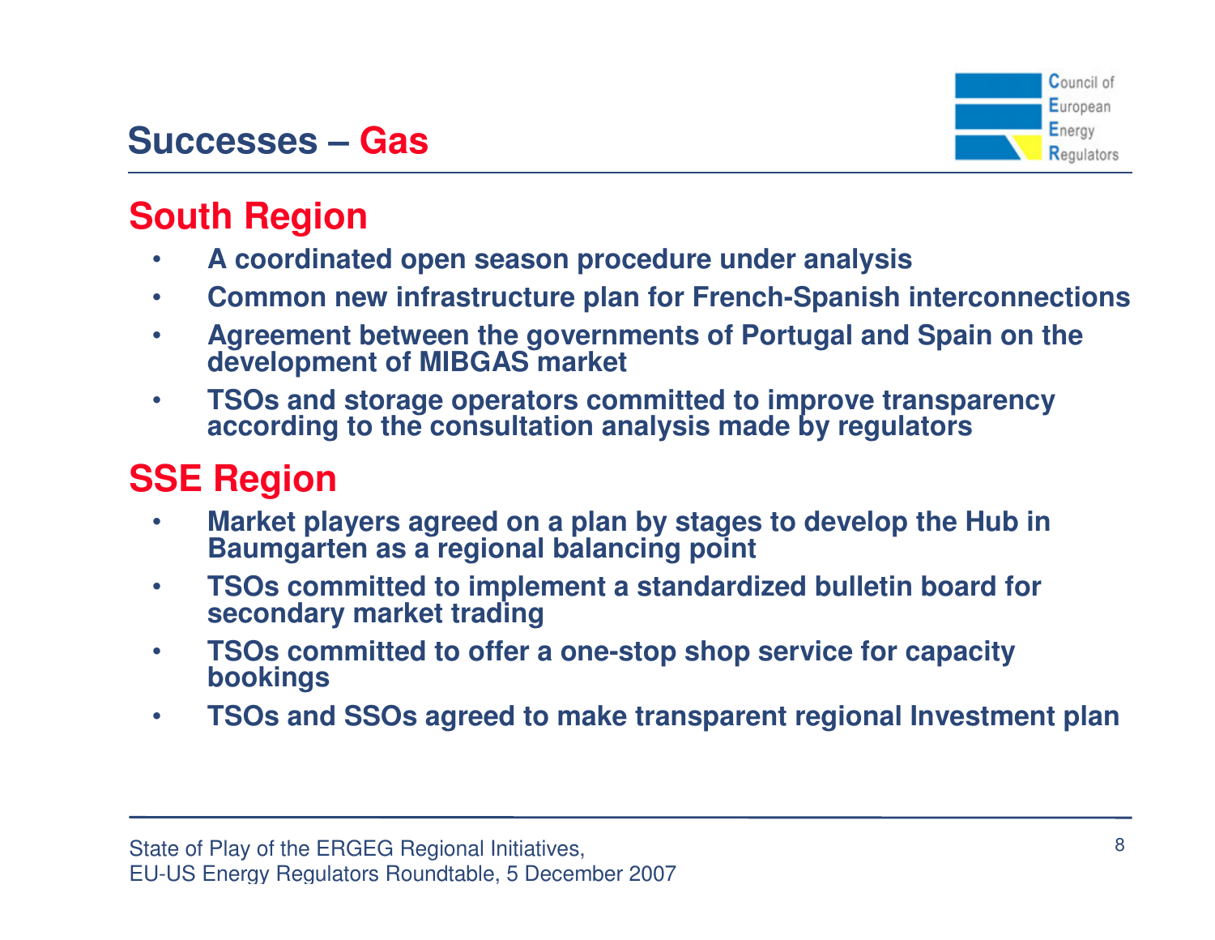# Successes – Gas

## South Region

- A coordinated open season procedure under analysis
- Common new infrastructure plan for French-Spanish interconnections
- Agreement between the governments of Portugal and Spain on the development of MIBGAS market
- TSOs and storage operators committed to improve transparency according to the consultation analysis made by regulators

## SSE Region

- Market players agreed on a plan by stages to develop the Hub in Baumgarten as a regional balancing point
- TSOs committed to implement a standardized bulletin board for secondary market trading
- TSOs committed to offer a one-stop shop service for capacity bookings
- TSOs and SSOs agreed to make transparent regional Investment plan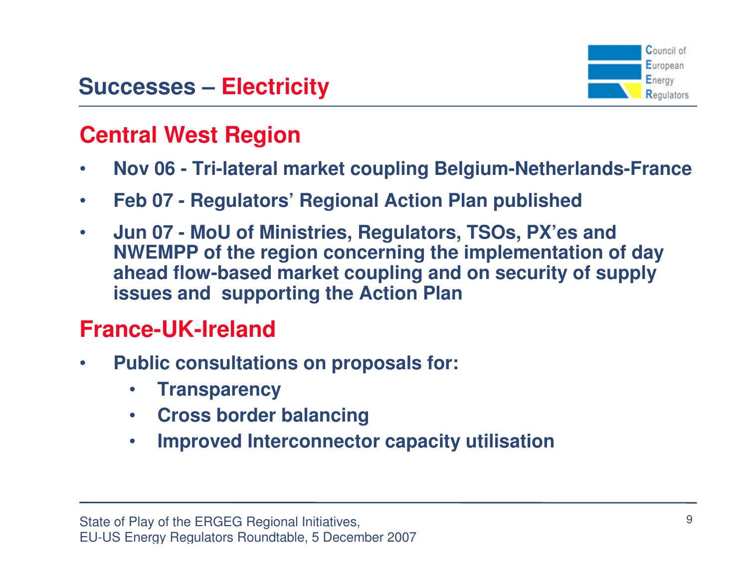# Successes – Electricity

## Central West Region

- **Nov 06 - Tri-lateral market coupling Belgium-Netherlands-France**
- **Feb 07 - Regulators' Regional Action Plan published**
- **Jun 07 - MoU of Ministries, Regulators, TSOs, PX'es and NWEMPP of the region concerning the implementation of day ahead flow-based market coupling and on security of supply issues and supporting the Action Plan**

## France-UK-Ireland

- **Public consultations on proposals for:**
  - **Transparency**
  - **Cross border balancing**
  - **Improved Interconnector capacity utilisation**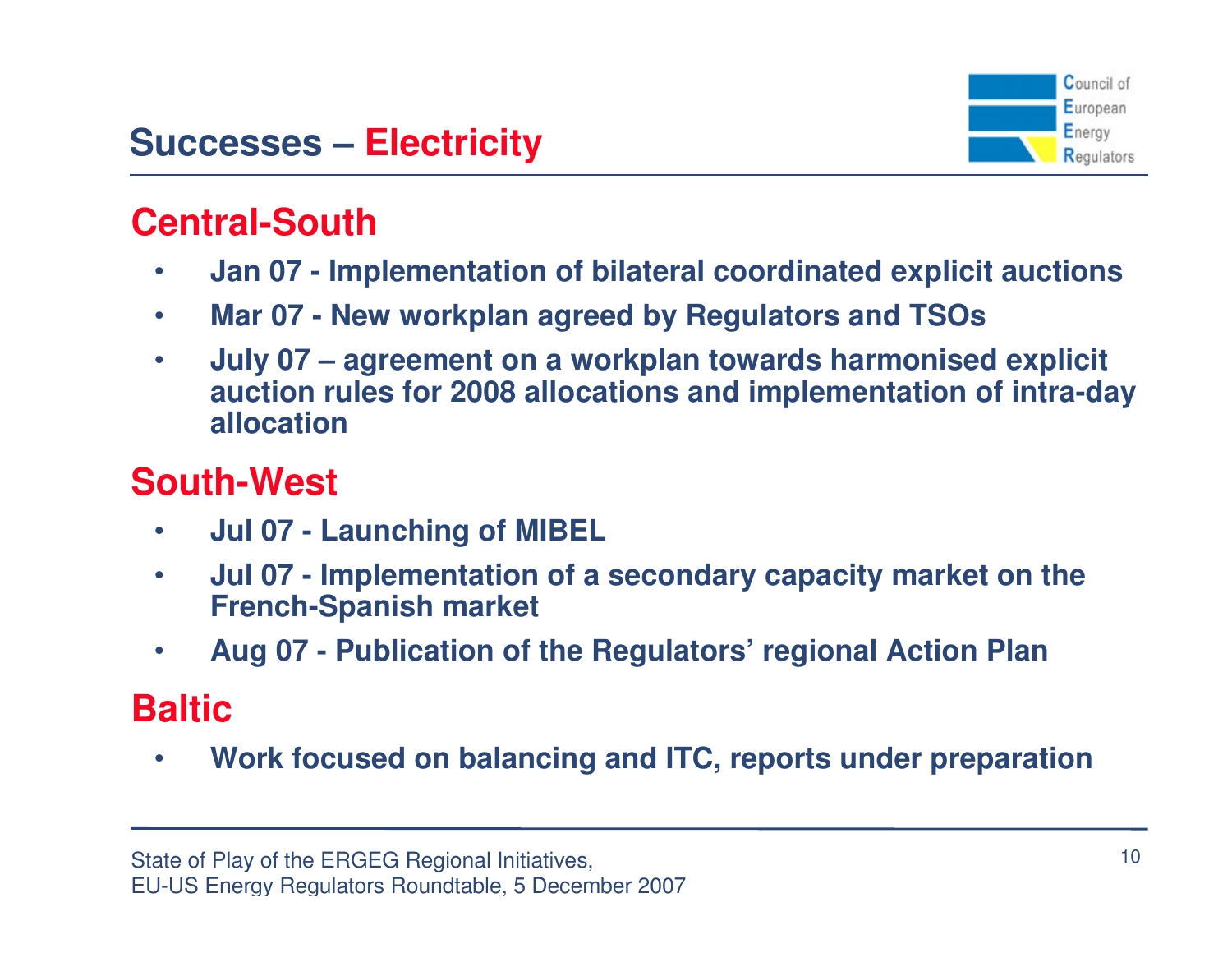# Successes – Electricity

## Central-South

- Jan 07 - Implementation of bilateral coordinated explicit auctions
- Mar 07 - New workplan agreed by Regulators and TSOs
- July 07 – agreement on a workplan towards harmonised explicit auction rules for 2008 allocations and implementation of intra-day allocation

## South-West

- Jul 07 - Launching of MIBEL
- Jul 07 - Implementation of a secondary capacity market on the French-Spanish market
- Aug 07 - Publication of the Regulators' regional Action Plan

## Baltic

- Work focused on balancing and ITC, reports under preparation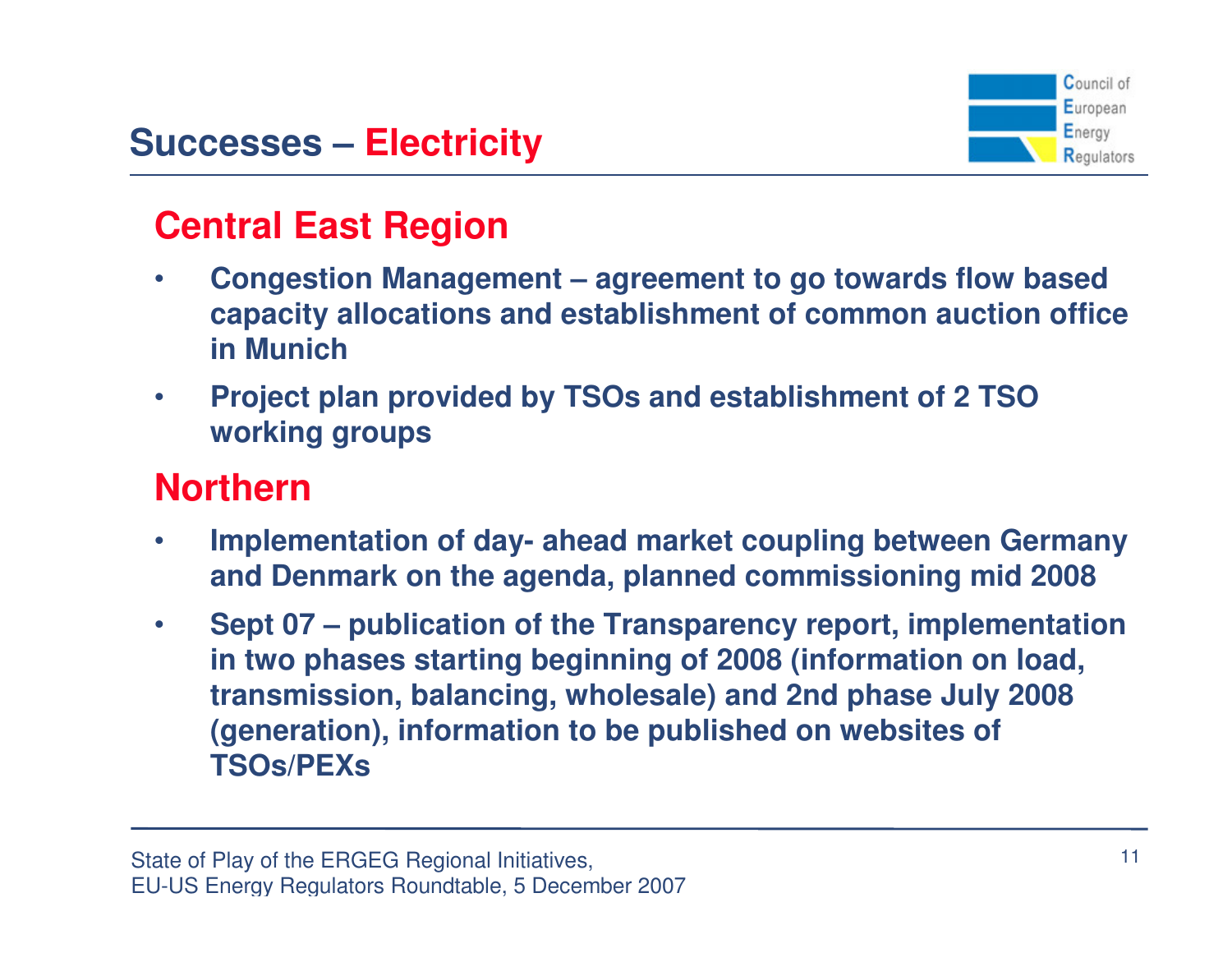# Successes – Electricity

## Central East Region

- **Congestion Management – agreement to go towards flow based capacity allocations and establishment of common auction office in Munich**
- **Project plan provided by TSOs and establishment of 2 TSO working groups**

## Northern

- **Implementation of day- ahead market coupling between Germany and Denmark on the agenda, planned commissioning mid 2008**
- **Sept 07 – publication of the Transparency report, implementation in two phases starting beginning of 2008 (information on load, transmission, balancing, wholesale) and 2nd phase July 2008 (generation), information to be published on websites of TSOs/PEXs**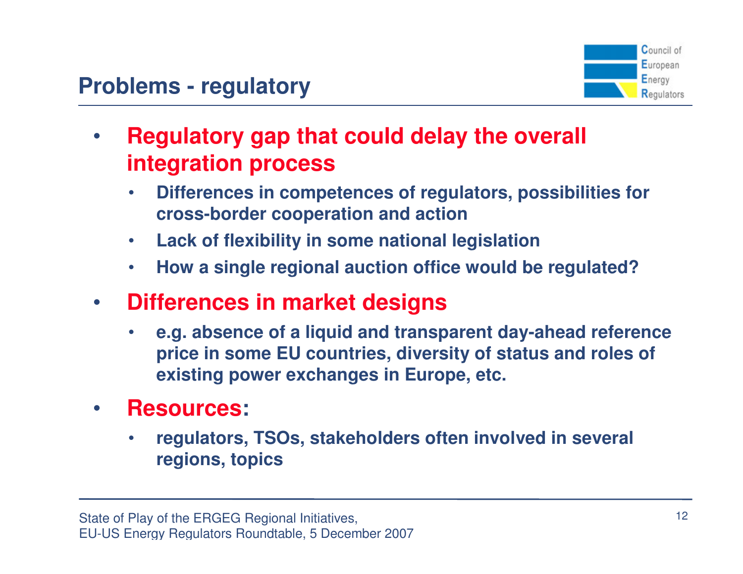## Problems - regulatory

- **Regulatory gap that could delay the overall integration process**
  - **Differences in competences of regulators, possibilities for cross-border cooperation and action**
  - **Lack of flexibility in some national legislation**
  - **How a single regional auction office would be regulated?**
- **Differences in market designs**
  - **e.g. absence of a liquid and transparent day-ahead reference price in some EU countries, diversity of status and roles of existing power exchanges in Europe, etc.**
- **Resources:**
  - **regulators, TSOs, stakeholders often involved in several regions, topics**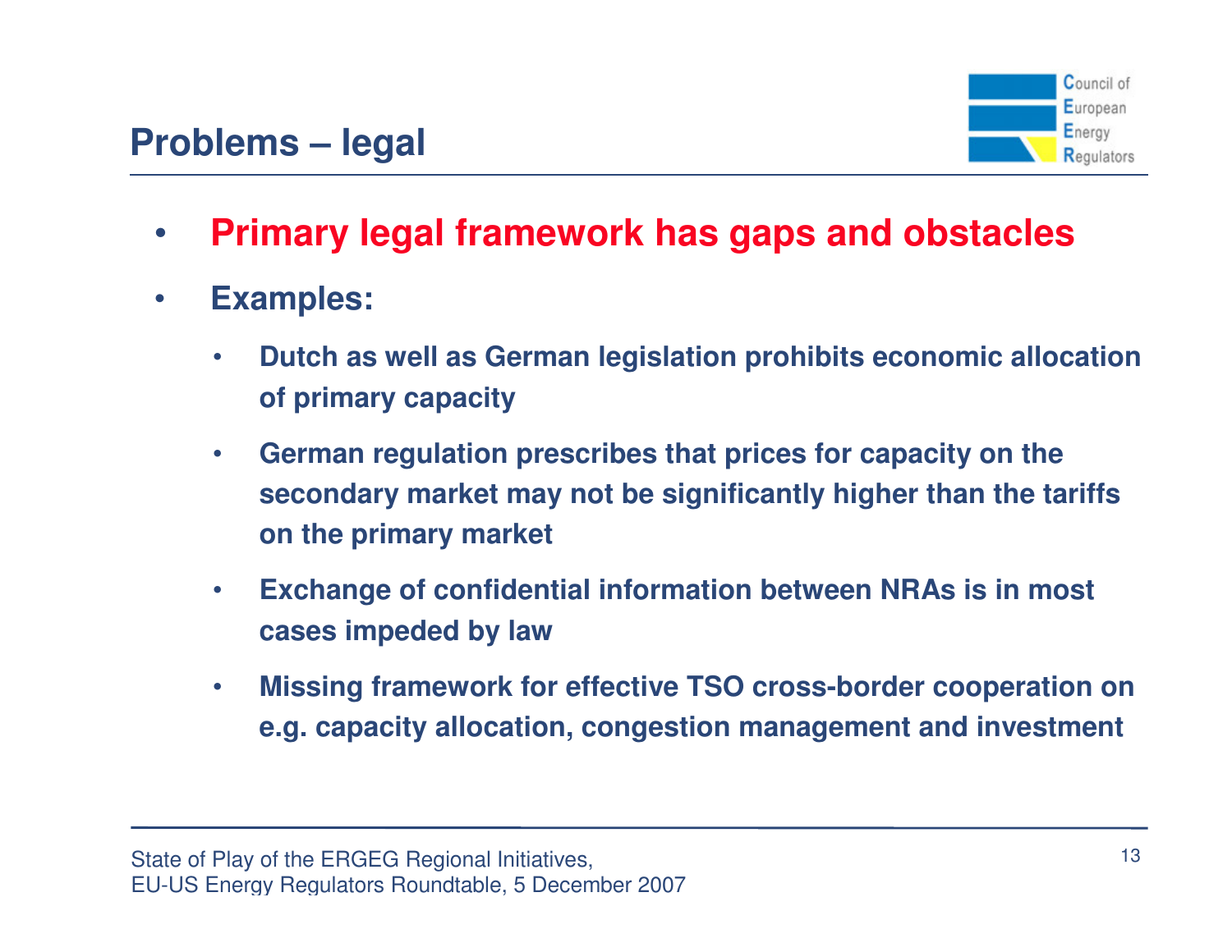## Problems – legal

- **Primary legal framework has gaps and obstacles**
- **Examples:**
  - **Dutch as well as German legislation prohibits economic allocation of primary capacity**
  - **German regulation prescribes that prices for capacity on the secondary market may not be significantly higher than the tariffs on the primary market**
  - **Exchange of confidential information between NRAs is in most cases impeded by law**
  - **Missing framework for effective TSO cross-border cooperation on e.g. capacity allocation, congestion management and investment**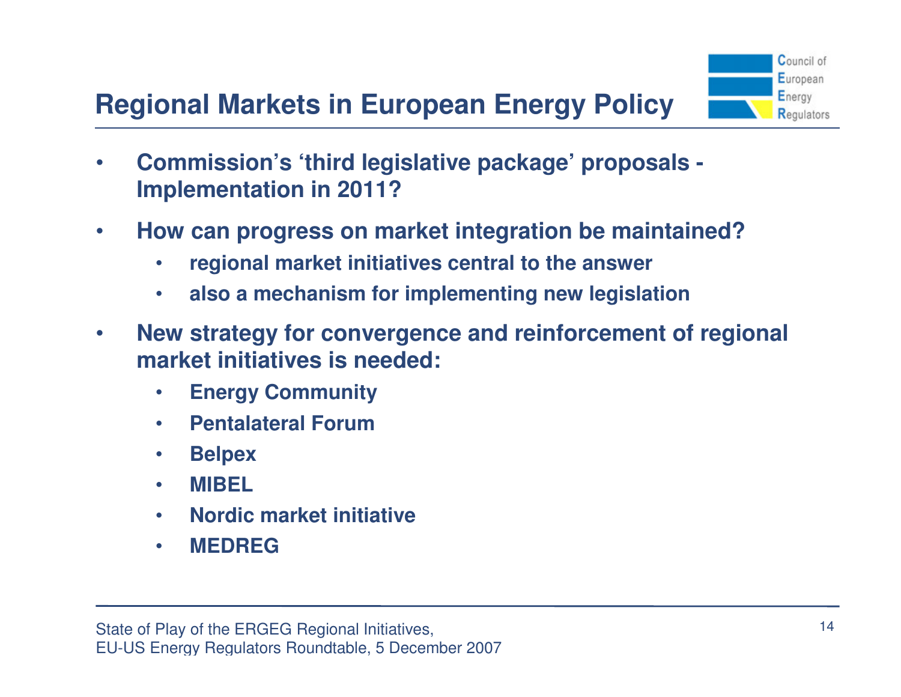# Regional Markets in European Energy Policy

- **Commission's 'third legislative package' proposals - Implementation in 2011?**
- **How can progress on market integration be maintained?**
  - **regional market initiatives central to the answer**
  - **also a mechanism for implementing new legislation**
- **New strategy for convergence and reinforcement of regional market initiatives is needed:**
  - **Energy Community**
  - **Pentalateral Forum**
  - **Belpex**
  - **MIBEL**
  - **Nordic market initiative**
  - **MEDREG**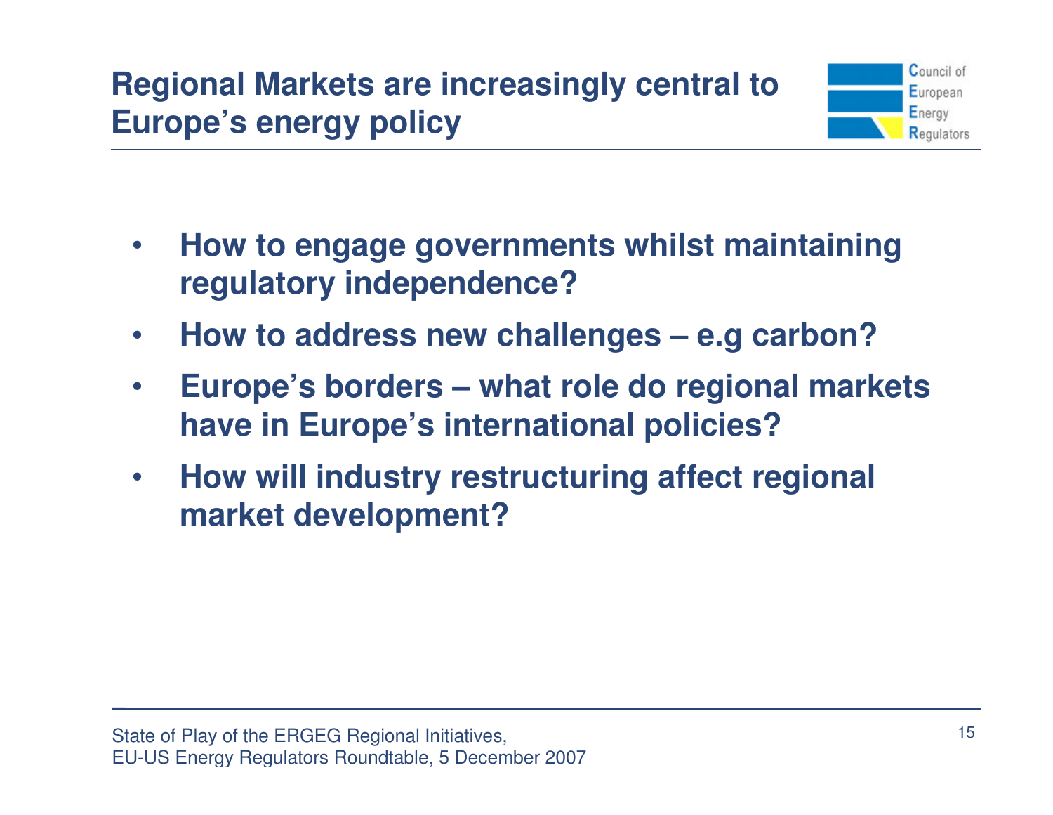## Regional Markets are increasingly central to Europe's energy policy

- **How to engage governments whilst maintaining regulatory independence?**
- **How to address new challenges – e.g carbon?**
- **Europe's borders – what role do regional markets have in Europe's international policies?**
- **How will industry restructuring affect regional market development?**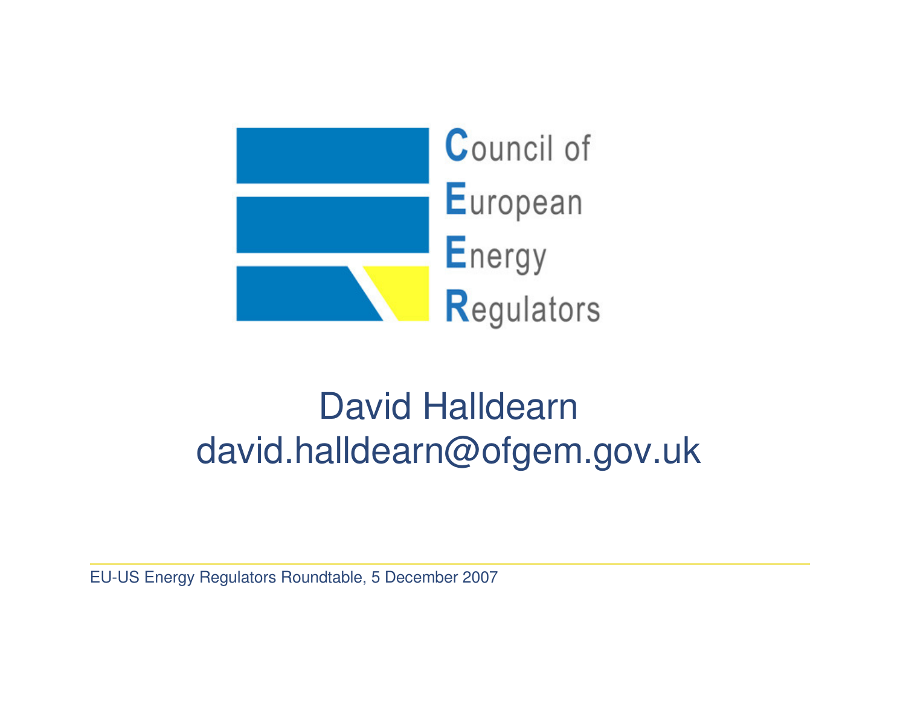Council of
European
Energy
Regulators

David Halldearn
david.halldearn@ofgem.gov.uk

EU-US Energy Regulators Roundtable, 5 December 2007